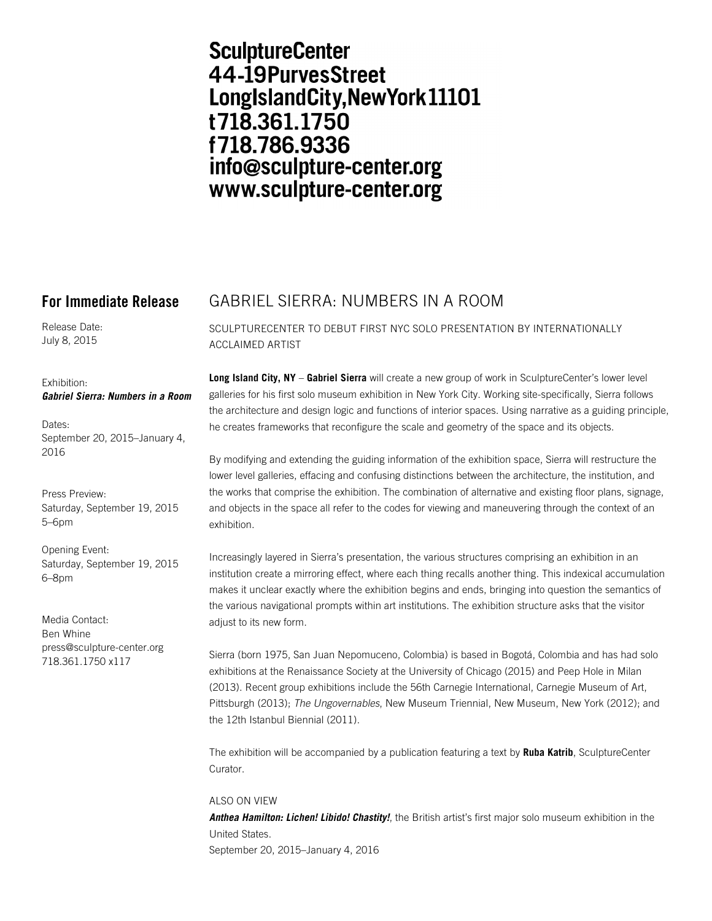**SculptureCenter**
**44-19PurvesStreet**
**LongIslandCity,NewYork11101**
**t718.361.1750**
**f718.786.9336**
**info@sculpture-center.org**
**www.sculpture-center.org**

## For Immediate Release

Release Date:
July 8, 2015

Exhibition:
***Gabriel Sierra: Numbers in a Room***

Dates:
September 20, 2015–January 4, 2016

Press Preview:
Saturday, September 19, 2015
5–6pm

Opening Event:
Saturday, September 19, 2015
6–8pm

Media Contact:
Ben Whine
press@sculpture-center.org
718.361.1750 x117

# GABRIEL SIERRA: NUMBERS IN A ROOM

SCULPTURECENTER TO DEBUT FIRST NYC SOLO PRESENTATION BY INTERNATIONALLY ACCLAIMED ARTIST

**Long Island City, NY** – **Gabriel Sierra** will create a new group of work in SculptureCenter's lower level galleries for his first solo museum exhibition in New York City. Working site-specifically, Sierra follows the architecture and design logic and functions of interior spaces. Using narrative as a guiding principle, he creates frameworks that reconfigure the scale and geometry of the space and its objects.

By modifying and extending the guiding information of the exhibition space, Sierra will restructure the lower level galleries, effacing and confusing distinctions between the architecture, the institution, and the works that comprise the exhibition. The combination of alternative and existing floor plans, signage, and objects in the space all refer to the codes for viewing and maneuvering through the context of an exhibition.

Increasingly layered in Sierra's presentation, the various structures comprising an exhibition in an institution create a mirroring effect, where each thing recalls another thing. This indexical accumulation makes it unclear exactly where the exhibition begins and ends, bringing into question the semantics of the various navigational prompts within art institutions. The exhibition structure asks that the visitor adjust to its new form.

Sierra (born 1975, San Juan Nepomuceno, Colombia) is based in Bogotá, Colombia and has had solo exhibitions at the Renaissance Society at the University of Chicago (2015) and Peep Hole in Milan (2013). Recent group exhibitions include the 56th Carnegie International, Carnegie Museum of Art, Pittsburgh (2013); *The Ungovernables*, New Museum Triennial, New Museum, New York (2012); and the 12th Istanbul Biennial (2011).

The exhibition will be accompanied by a publication featuring a text by **Ruba Katrib**, SculptureCenter Curator.

ALSO ON VIEW
***Anthea Hamilton: Lichen! Libido! Chastity!***, the British artist's first major solo museum exhibition in the United States.
September 20, 2015–January 4, 2016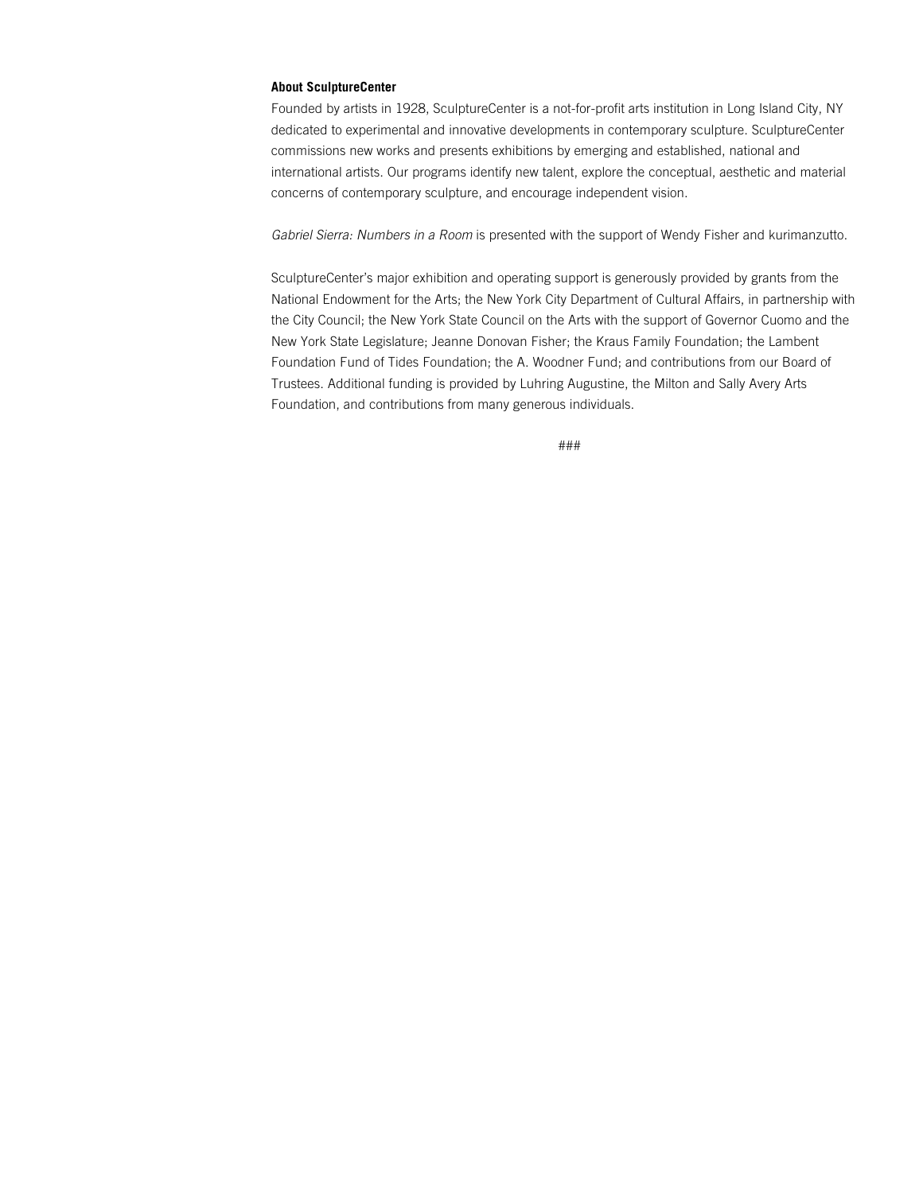**About SculptureCenter**

Founded by artists in 1928, SculptureCenter is a not-for-profit arts institution in Long Island City, NY dedicated to experimental and innovative developments in contemporary sculpture. SculptureCenter commissions new works and presents exhibitions by emerging and established, national and international artists. Our programs identify new talent, explore the conceptual, aesthetic and material concerns of contemporary sculpture, and encourage independent vision.

*Gabriel Sierra: Numbers in a Room* is presented with the support of Wendy Fisher and kurimanzutto.

SculptureCenter's major exhibition and operating support is generously provided by grants from the National Endowment for the Arts; the New York City Department of Cultural Affairs, in partnership with the City Council; the New York State Council on the Arts with the support of Governor Cuomo and the New York State Legislature; Jeanne Donovan Fisher; the Kraus Family Foundation; the Lambent Foundation Fund of Tides Foundation; the A. Woodner Fund; and contributions from our Board of Trustees. Additional funding is provided by Luhring Augustine, the Milton and Sally Avery Arts Foundation, and contributions from many generous individuals.

###